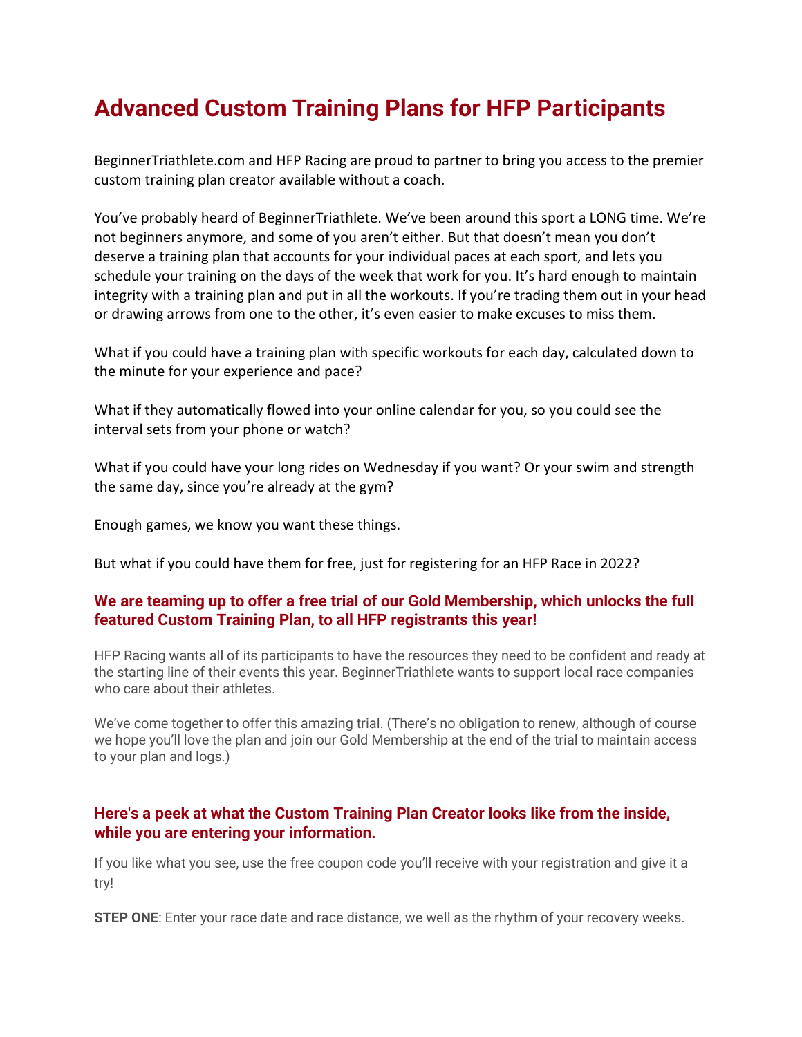# Advanced Custom Training Plans for HFP Participants

BeginnerTriathlete.com and HFP Racing are proud to partner to bring you access to the premier custom training plan creator available without a coach.

You've probably heard of BeginnerTriathlete. We've been around this sport a LONG time. We're not beginners anymore, and some of you aren't either. But that doesn't mean you don't deserve a training plan that accounts for your individual paces at each sport, and lets you schedule your training on the days of the week that work for you. It's hard enough to maintain integrity with a training plan and put in all the workouts. If you're trading them out in your head or drawing arrows from one to the other, it's even easier to make excuses to miss them.

What if you could have a training plan with specific workouts for each day, calculated down to the minute for your experience and pace?

What if they automatically flowed into your online calendar for you, so you could see the interval sets from your phone or watch?

What if you could have your long rides on Wednesday if you want? Or your swim and strength the same day, since you're already at the gym?

Enough games, we know you want these things.

But what if you could have them for free, just for registering for an HFP Race in 2022?

### We are teaming up to offer a free trial of our Gold Membership, which unlocks the full featured Custom Training Plan, to all HFP registrants this year!

HFP Racing wants all of its participants to have the resources they need to be confident and ready at the starting line of their events this year. BeginnerTriathlete wants to support local race companies who care about their athletes.

We've come together to offer this amazing trial. (There's no obligation to renew, although of course we hope you'll love the plan and join our Gold Membership at the end of the trial to maintain access to your plan and logs.)

### Here's a peek at what the Custom Training Plan Creator looks like from the inside, while you are entering your information.

If you like what you see, use the free coupon code you'll receive with your registration and give it a try!

**STEP ONE**: Enter your race date and race distance, we well as the rhythm of your recovery weeks.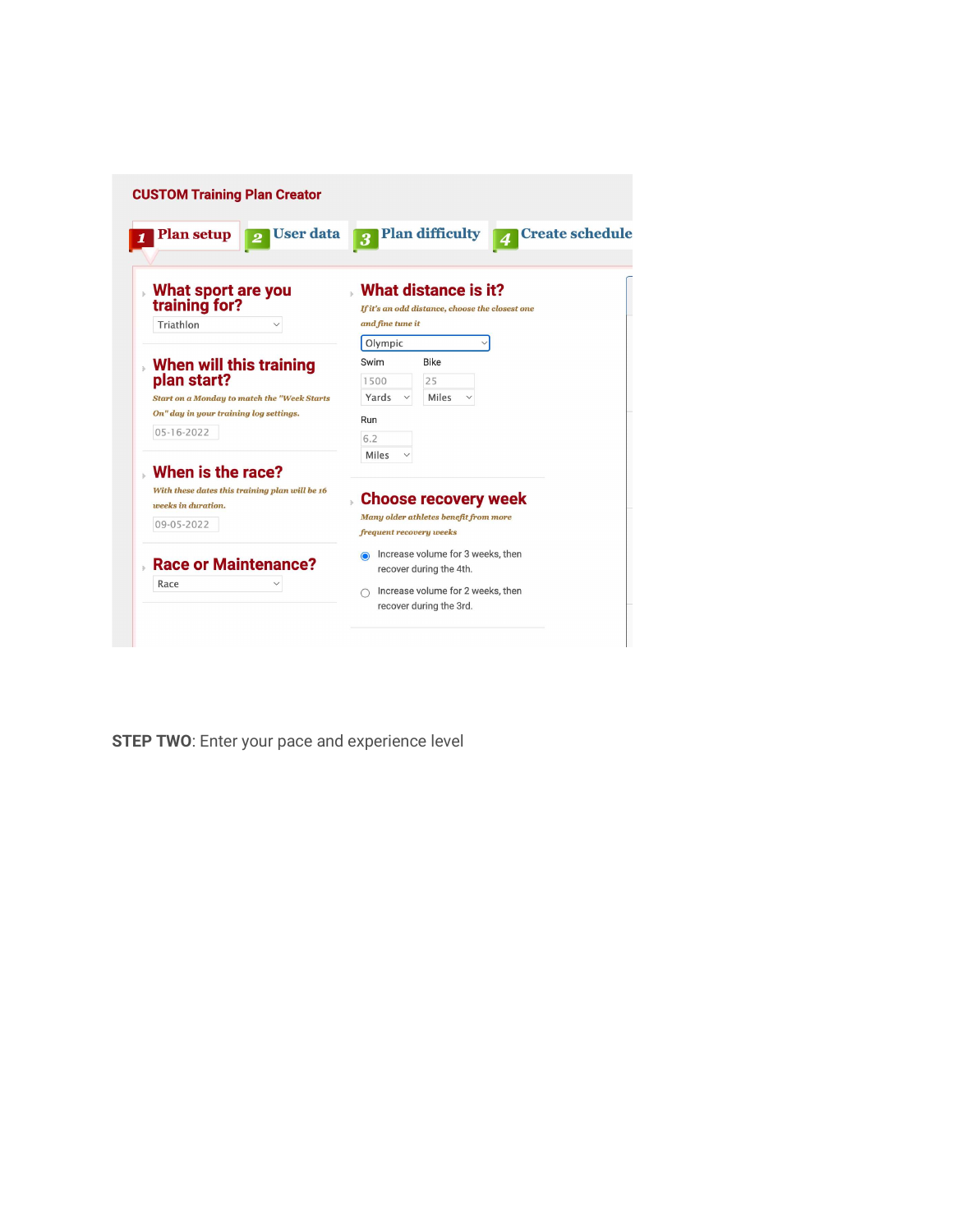CUSTOM Training Plan Creator

1 Plan setup | 2 User data | 3 Plan difficulty | 4 Create schedule

**What sport are you training for?**

Triathlon

**When will this training plan start?**

*Start on a Monday to match the "Week Starts On" day in your training log settings.*

05-16-2022

**When is the race?**

*With these dates this training plan will be 16 weeks in duration.*

09-05-2022

**Race or Maintenance?**

Race

**What distance is it?**

*If it's an odd distance, choose the closest one and fine tune it*

Olympic

Swim: 1500 Yards

Bike: 25 Miles

Run: 6.2 Miles

**Choose recovery week**

*Many older athletes benefit from more frequent recovery weeks*

- (selected) Increase volume for 3 weeks, then recover during the 4th.
- Increase volume for 2 weeks, then recover during the 3rd.

**STEP TWO**: Enter your pace and experience level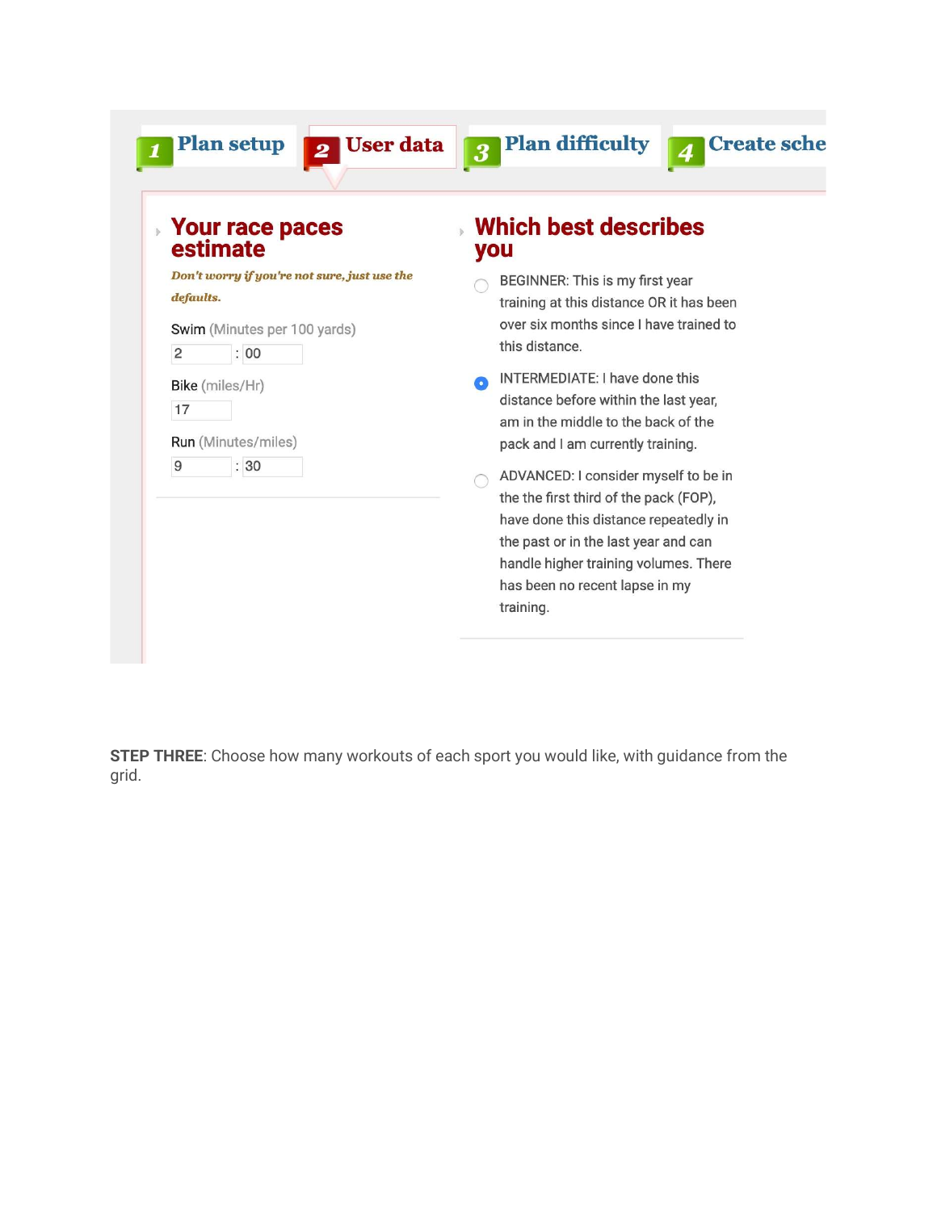1 Plan setup | 2 User data | 3 Plan difficulty | 4 Create sche

## Your race paces estimate

*Don't worry if you're not sure, just use the defaults.*

Swim (Minutes per 100 yards)

2 : 00

Bike (miles/Hr)

17

Run (Minutes/miles)

9 : 30

## Which best describes you

- BEGINNER: This is my first year training at this distance OR it has been over six months since I have trained to this distance.
- INTERMEDIATE: I have done this distance before within the last year, am in the middle to the back of the pack and I am currently training.
- ADVANCED: I consider myself to be in the the first third of the pack (FOP), have done this distance repeatedly in the past or in the last year and can handle higher training volumes. There has been no recent lapse in my training.

**STEP THREE**: Choose how many workouts of each sport you would like, with guidance from the grid.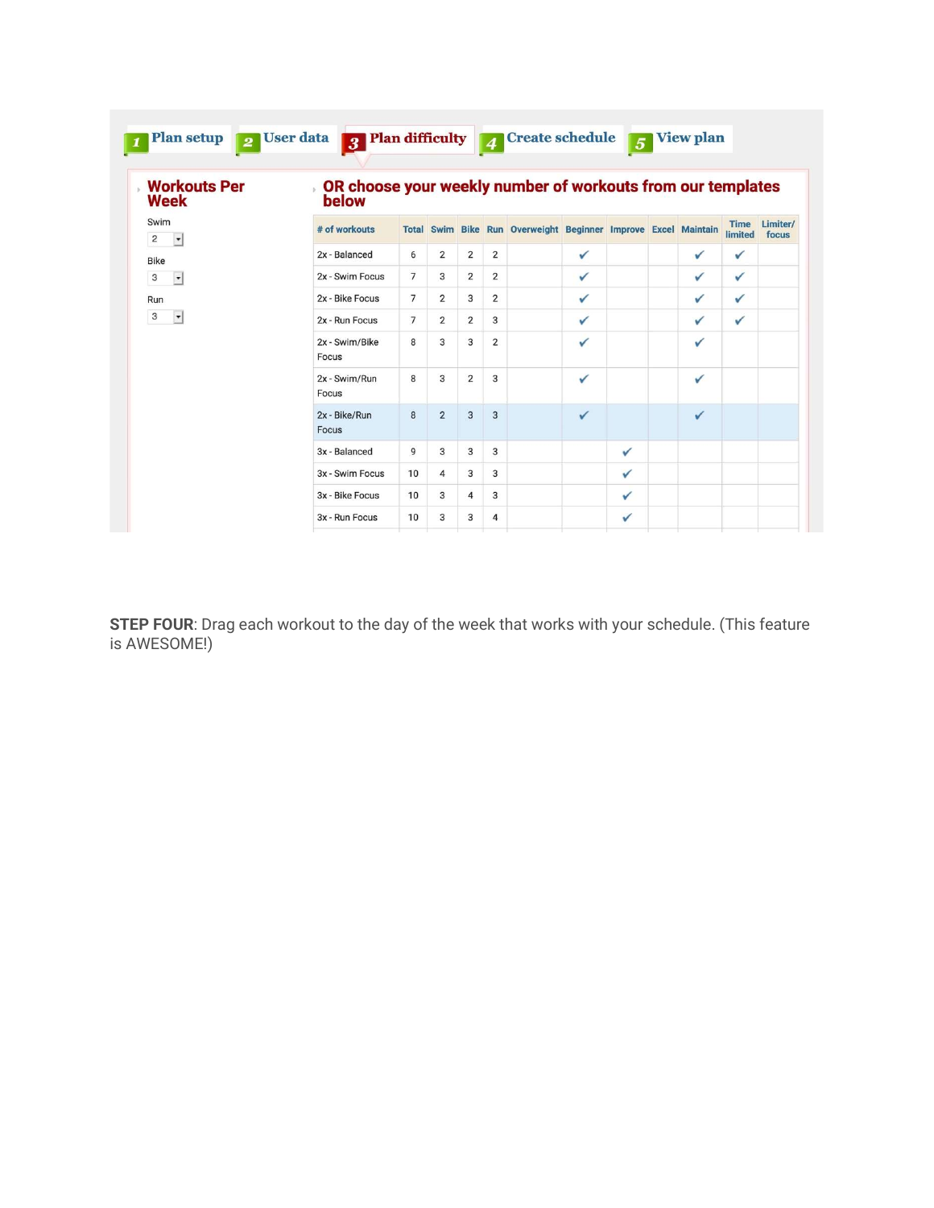1 Plan setup | 2 User data | 3 Plan difficulty | 4 Create schedule | 5 View plan

**Workouts Per Week**

Swim: 2

Bike: 3

Run: 3

**OR choose your weekly number of workouts from our templates below**

| # of workouts | Total | Swim | Bike | Run | Overweight | Beginner | Improve | Excel | Maintain | Time limited | Limiter/ focus |
|---|---|---|---|---|---|---|---|---|---|---|---|
| 2x - Balanced | 6 | 2 | 2 | 2 | | ✔ | | | ✔ | ✔ | |
| 2x - Swim Focus | 7 | 3 | 2 | 2 | | ✔ | | | ✔ | ✔ | |
| 2x - Bike Focus | 7 | 2 | 3 | 2 | | ✔ | | | ✔ | ✔ | |
| 2x - Run Focus | 7 | 2 | 2 | 3 | | ✔ | | | ✔ | ✔ | |
| 2x - Swim/Bike Focus | 8 | 3 | 3 | 2 | | ✔ | | | ✔ | | |
| 2x - Swim/Run Focus | 8 | 3 | 2 | 3 | | ✔ | | | ✔ | | |
| 2x - Bike/Run Focus | 8 | 2 | 3 | 3 | | ✔ | | | ✔ | | |
| 3x - Balanced | 9 | 3 | 3 | 3 | | | ✔ | | | | |
| 3x - Swim Focus | 10 | 4 | 3 | 3 | | | ✔ | | | | |
| 3x - Bike Focus | 10 | 3 | 4 | 3 | | | ✔ | | | | |
| 3x - Run Focus | 10 | 3 | 3 | 4 | | | ✔ | | | | |

**STEP FOUR**: Drag each workout to the day of the week that works with your schedule. (This feature is AWESOME!)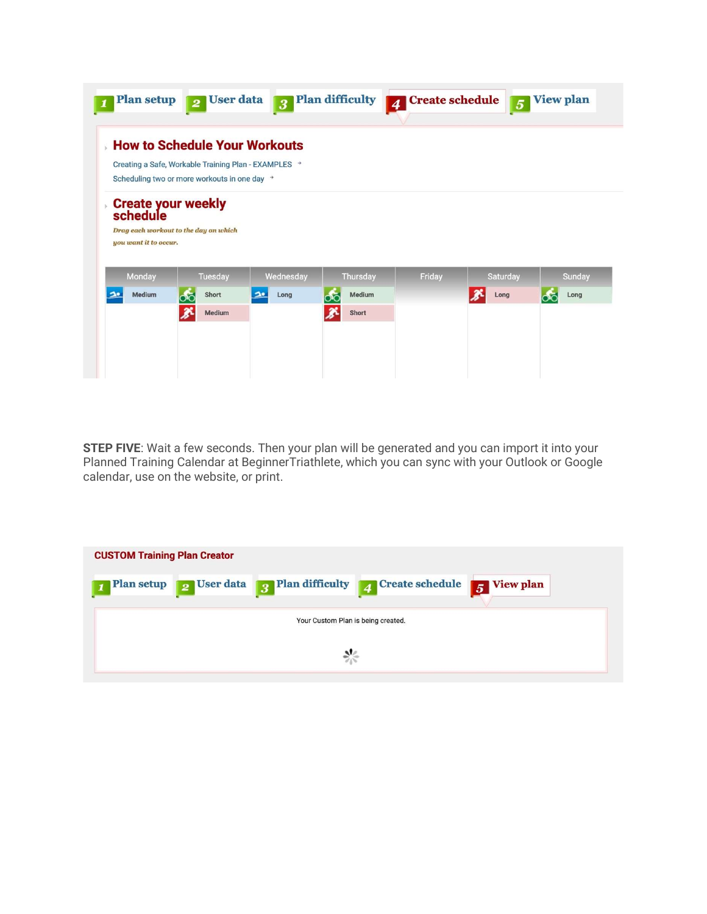1 Plan setup | 2 User data | 3 Plan difficulty | 4 Create schedule | 5 View plan

## How to Schedule Your Workouts

Creating a Safe, Workable Training Plan - EXAMPLES

Scheduling two or more workouts in one day

## Create your weekly schedule

*Drag each workout to the day on which you want it to occur.*

| Monday | Tuesday | Wednesday | Thursday | Friday | Saturday | Sunday |
|---|---|---|---|---|---|---|
| Medium | Short | Long | Medium | | Long | Long |
| | Medium | | Short | | | |

**STEP FIVE**: Wait a few seconds. Then your plan will be generated and you can import it into your Planned Training Calendar at BeginnerTriathlete, which you can sync with your Outlook or Google calendar, use on the website, or print.

**CUSTOM Training Plan Creator**

1 Plan setup | 2 User data | 3 Plan difficulty | 4 Create schedule | 5 View plan

Your Custom Plan is being created.